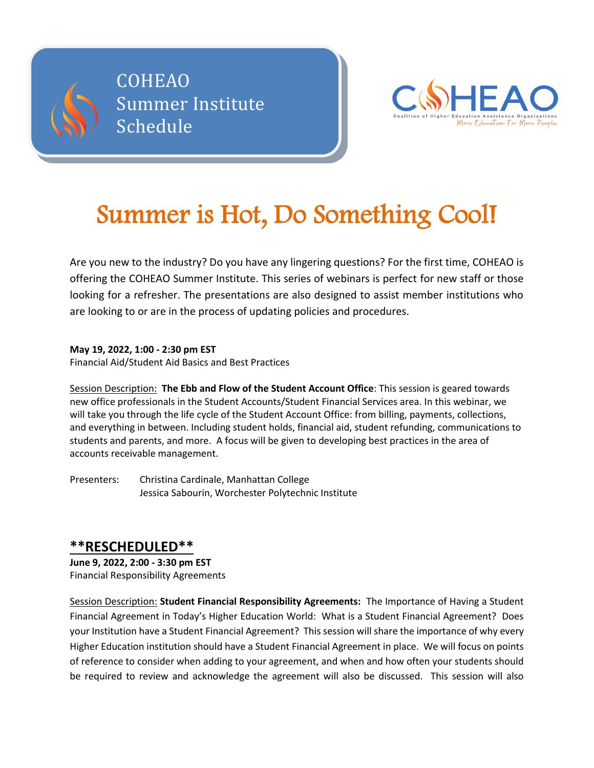# COHEAO Summer Institute Schedule

COHEAO
Coalition of Higher Education Assistance Organizations
More Education For More People.

## Summer is Hot, Do Something Cool!

Are you new to the industry? Do you have any lingering questions? For the first time, COHEAO is offering the COHEAO Summer Institute. This series of webinars is perfect for new staff or those looking for a refresher. The presentations are also designed to assist member institutions who are looking to or are in the process of updating policies and procedures.

**May 19, 2022, 1:00 - 2:30 pm EST**
Financial Aid/Student Aid Basics and Best Practices

Session Description: **The Ebb and Flow of the Student Account Office**: This session is geared towards new office professionals in the Student Accounts/Student Financial Services area. In this webinar, we will take you through the life cycle of the Student Account Office: from billing, payments, collections, and everything in between. Including student holds, financial aid, student refunding, communications to students and parents, and more. A focus will be given to developing best practices in the area of accounts receivable management.

Presenters: Christina Cardinale, Manhattan College
Jessica Sabourin, Worchester Polytechnic Institute

## **RESCHEDULED**

**June 9, 2022, 2:00 - 3:30 pm EST**
Financial Responsibility Agreements

Session Description: **Student Financial Responsibility Agreements:** The Importance of Having a Student Financial Agreement in Today's Higher Education World: What is a Student Financial Agreement? Does your Institution have a Student Financial Agreement? This session will share the importance of why every Higher Education institution should have a Student Financial Agreement in place. We will focus on points of reference to consider when adding to your agreement, and when and how often your students should be required to review and acknowledge the agreement will also be discussed. This session will also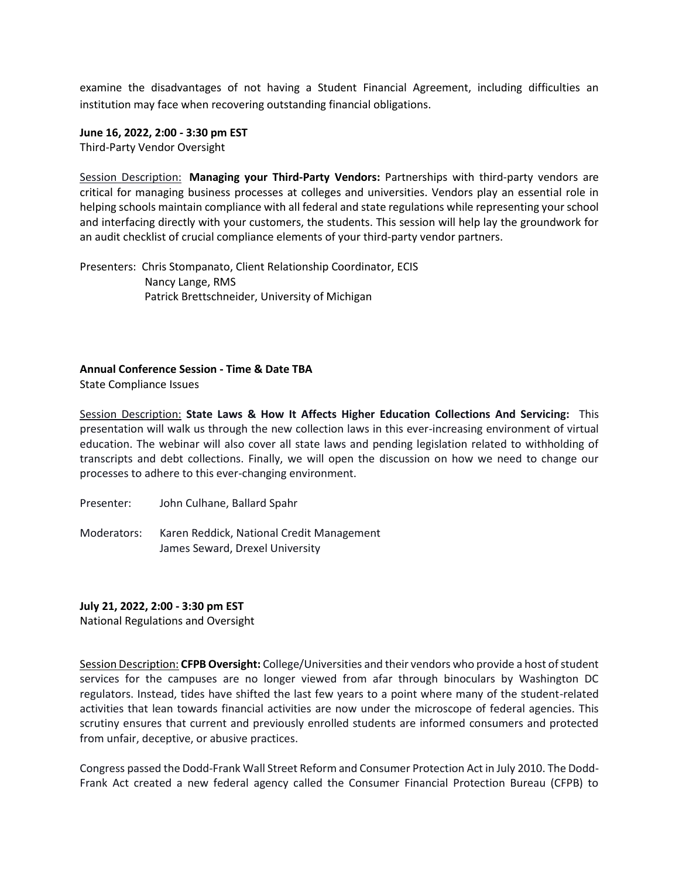examine the disadvantages of not having a Student Financial Agreement, including difficulties an institution may face when recovering outstanding financial obligations.

**June 16, 2022, 2:00 - 3:30 pm EST**
Third-Party Vendor Oversight

Session Description: **Managing your Third-Party Vendors:** Partnerships with third-party vendors are critical for managing business processes at colleges and universities. Vendors play an essential role in helping schools maintain compliance with all federal and state regulations while representing your school and interfacing directly with your customers, the students. This session will help lay the groundwork for an audit checklist of crucial compliance elements of your third-party vendor partners.

Presenters: Chris Stompanato, Client Relationship Coordinator, ECIS
Nancy Lange, RMS
Patrick Brettschneider, University of Michigan

**Annual Conference Session - Time & Date TBA**
State Compliance Issues

Session Description: **State Laws & How It Affects Higher Education Collections And Servicing:** This presentation will walk us through the new collection laws in this ever-increasing environment of virtual education. The webinar will also cover all state laws and pending legislation related to withholding of transcripts and debt collections. Finally, we will open the discussion on how we need to change our processes to adhere to this ever-changing environment.

Presenter: John Culhane, Ballard Spahr

Moderators: Karen Reddick, National Credit Management
James Seward, Drexel University

**July 21, 2022, 2:00 - 3:30 pm EST**
National Regulations and Oversight

Session Description: **CFPB Oversight:** College/Universities and their vendors who provide a host of student services for the campuses are no longer viewed from afar through binoculars by Washington DC regulators. Instead, tides have shifted the last few years to a point where many of the student-related activities that lean towards financial activities are now under the microscope of federal agencies. This scrutiny ensures that current and previously enrolled students are informed consumers and protected from unfair, deceptive, or abusive practices.

Congress passed the Dodd-Frank Wall Street Reform and Consumer Protection Act in July 2010. The Dodd-Frank Act created a new federal agency called the Consumer Financial Protection Bureau (CFPB) to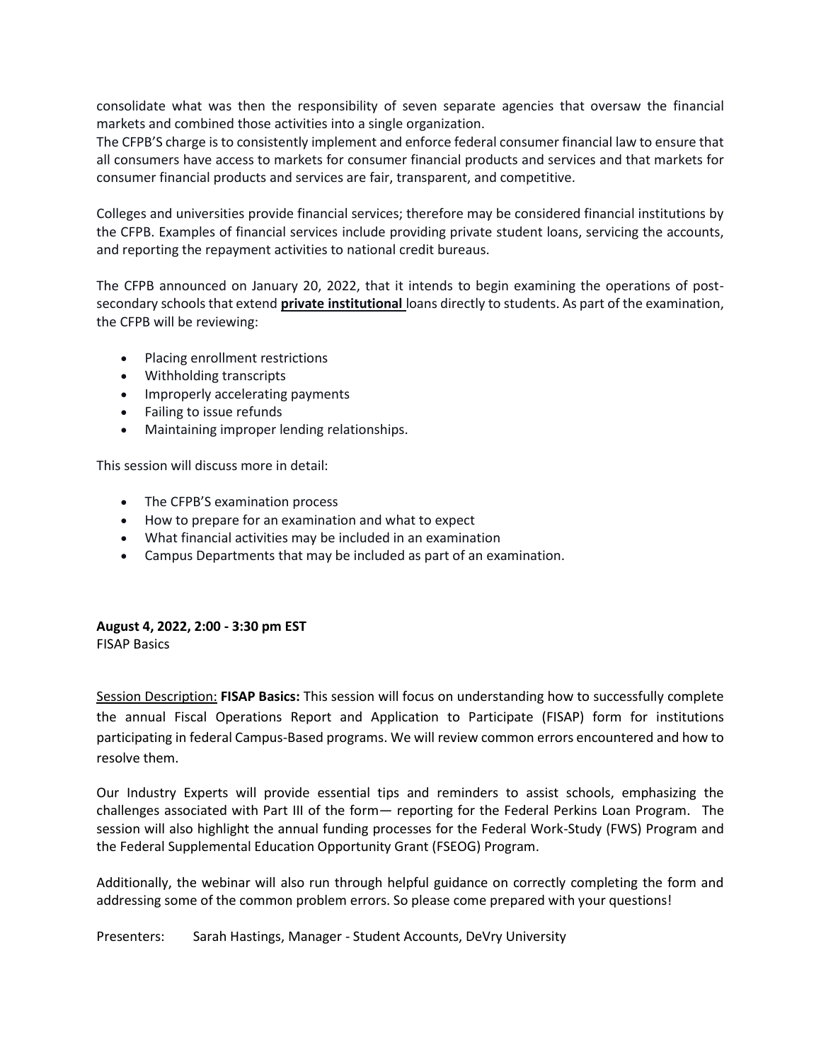consolidate what was then the responsibility of seven separate agencies that oversaw the financial markets and combined those activities into a single organization.
The CFPB'S charge is to consistently implement and enforce federal consumer financial law to ensure that all consumers have access to markets for consumer financial products and services and that markets for consumer financial products and services are fair, transparent, and competitive.

Colleges and universities provide financial services; therefore may be considered financial institutions by the CFPB. Examples of financial services include providing private student loans, servicing the accounts, and reporting the repayment activities to national credit bureaus.

The CFPB announced on January 20, 2022, that it intends to begin examining the operations of post-secondary schools that extend **private institutional** loans directly to students. As part of the examination, the CFPB will be reviewing:

- Placing enrollment restrictions
- Withholding transcripts
- Improperly accelerating payments
- Failing to issue refunds
- Maintaining improper lending relationships.

This session will discuss more in detail:

- The CFPB'S examination process
- How to prepare for an examination and what to expect
- What financial activities may be included in an examination
- Campus Departments that may be included as part of an examination.

**August 4, 2022, 2:00 - 3:30 pm EST**
FISAP Basics

Session Description: **FISAP Basics:** This session will focus on understanding how to successfully complete the annual Fiscal Operations Report and Application to Participate (FISAP) form for institutions participating in federal Campus-Based programs. We will review common errors encountered and how to resolve them.

Our Industry Experts will provide essential tips and reminders to assist schools, emphasizing the challenges associated with Part III of the form— reporting for the Federal Perkins Loan Program. The session will also highlight the annual funding processes for the Federal Work-Study (FWS) Program and the Federal Supplemental Education Opportunity Grant (FSEOG) Program.

Additionally, the webinar will also run through helpful guidance on correctly completing the form and addressing some of the common problem errors. So please come prepared with your questions!

Presenters: Sarah Hastings, Manager - Student Accounts, DeVry University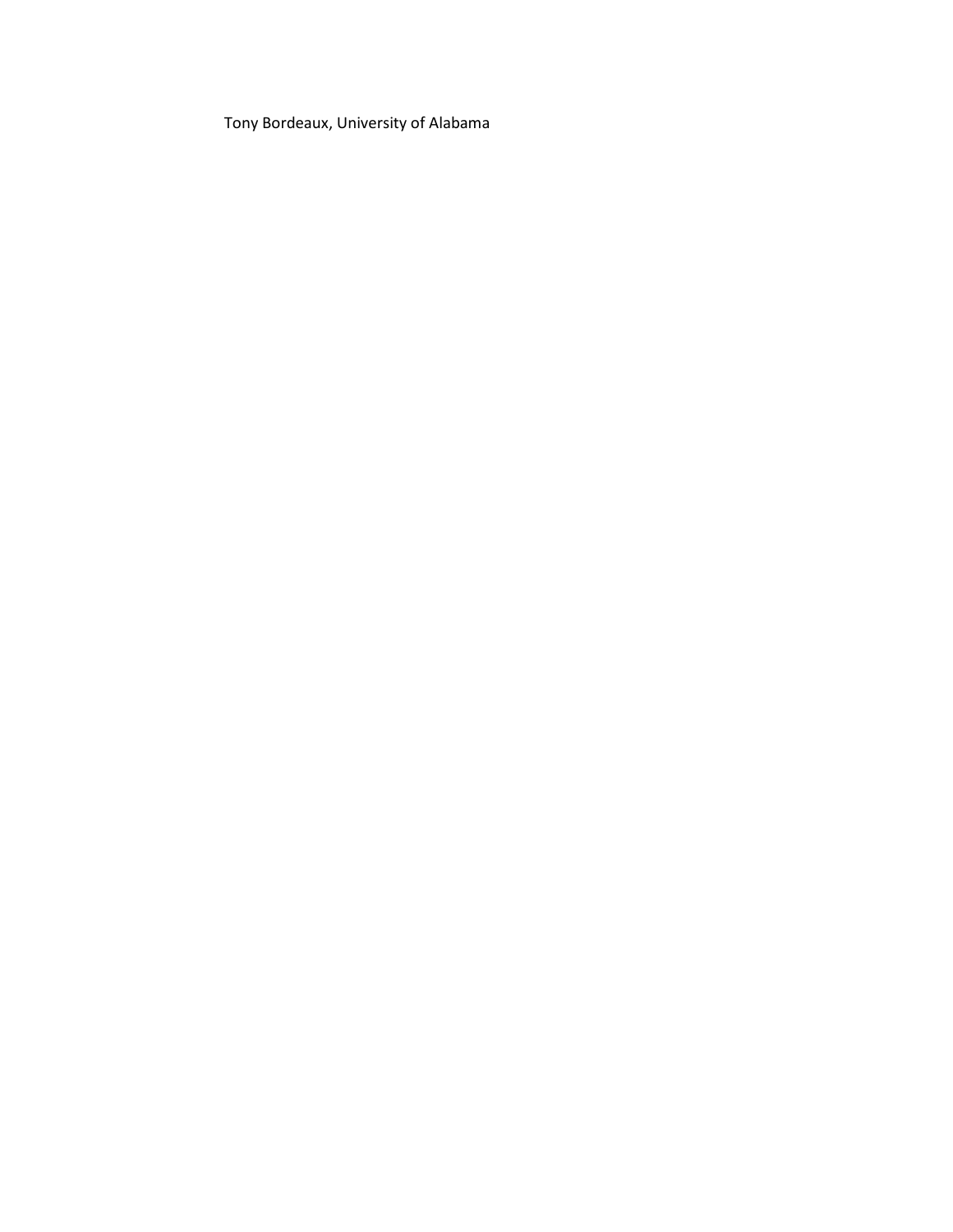Tony Bordeaux, University of Alabama